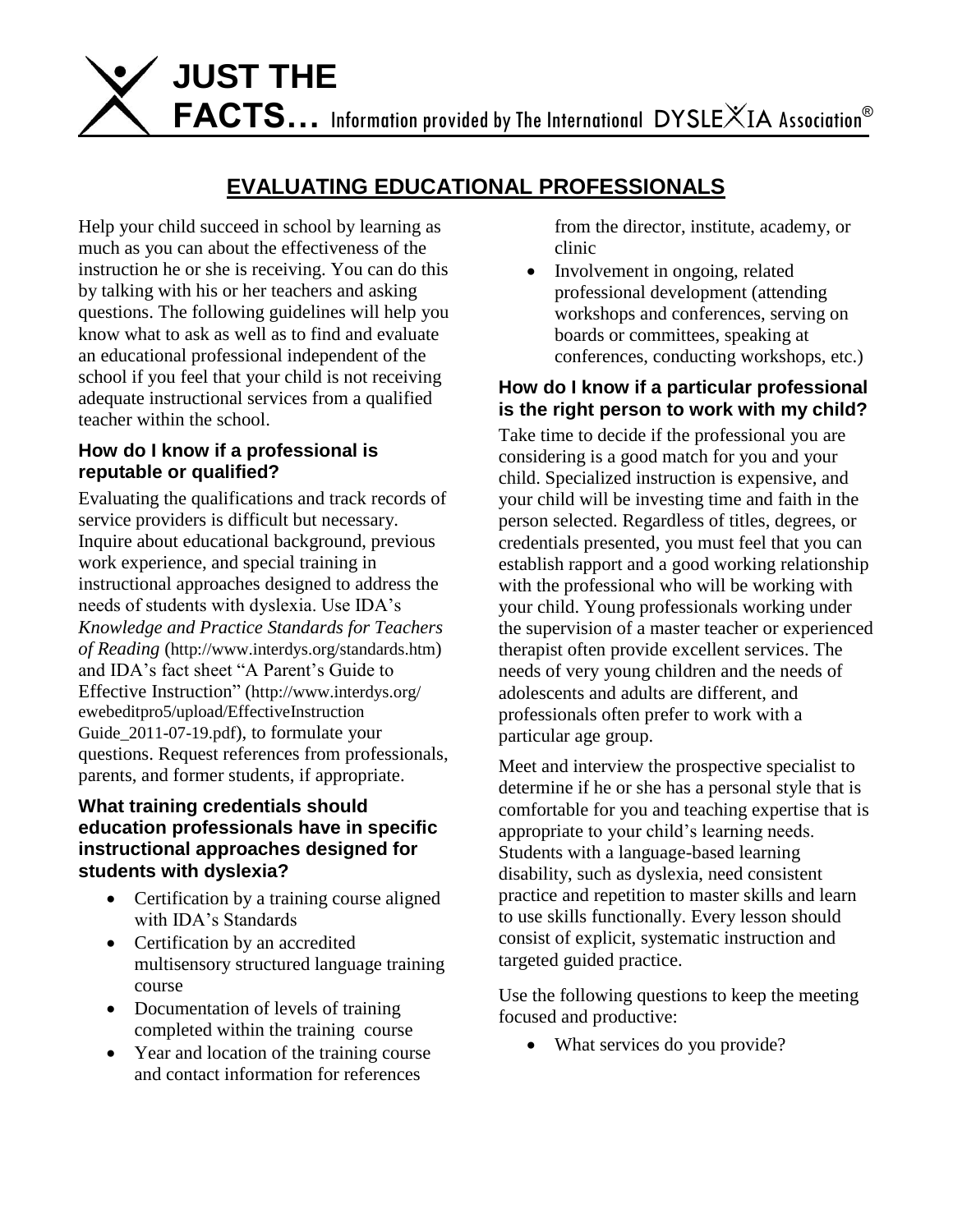# JUST THE FACTS… Information provided by The International DYSLEXIA Association®

## EVALUATING EDUCATIONAL PROFESSIONALS

Help your child succeed in school by learning as much as you can about the effectiveness of the instruction he or she is receiving. You can do this by talking with his or her teachers and asking questions. The following guidelines will help you know what to ask as well as to find and evaluate an educational professional independent of the school if you feel that your child is not receiving adequate instructional services from a qualified teacher within the school.

### How do I know if a professional is reputable or qualified?

Evaluating the qualifications and track records of service providers is difficult but necessary. Inquire about educational background, previous work experience, and special training in instructional approaches designed to address the needs of students with dyslexia. Use IDA's *Knowledge and Practice Standards for Teachers of Reading* (http://www.interdys.org/standards.htm) and IDA's fact sheet "A Parent's Guide to Effective Instruction" (http://www.interdys.org/ewebeditpro5/upload/EffectiveInstructionGuide_2011-07-19.pdf), to formulate your questions. Request references from professionals, parents, and former students, if appropriate.

### What training credentials should education professionals have in specific instructional approaches designed for students with dyslexia?

- Certification by a training course aligned with IDA's Standards
- Certification by an accredited multisensory structured language training course
- Documentation of levels of training completed within the training course
- Year and location of the training course and contact information for references from the director, institute, academy, or clinic
- Involvement in ongoing, related professional development (attending workshops and conferences, serving on boards or committees, speaking at conferences, conducting workshops, etc.)

### How do I know if a particular professional is the right person to work with my child?

Take time to decide if the professional you are considering is a good match for you and your child. Specialized instruction is expensive, and your child will be investing time and faith in the person selected. Regardless of titles, degrees, or credentials presented, you must feel that you can establish rapport and a good working relationship with the professional who will be working with your child. Young professionals working under the supervision of a master teacher or experienced therapist often provide excellent services. The needs of very young children and the needs of adolescents and adults are different, and professionals often prefer to work with a particular age group.

Meet and interview the prospective specialist to determine if he or she has a personal style that is comfortable for you and teaching expertise that is appropriate to your child's learning needs. Students with a language-based learning disability, such as dyslexia, need consistent practice and repetition to master skills and learn to use skills functionally. Every lesson should consist of explicit, systematic instruction and targeted guided practice.

Use the following questions to keep the meeting focused and productive:

- What services do you provide?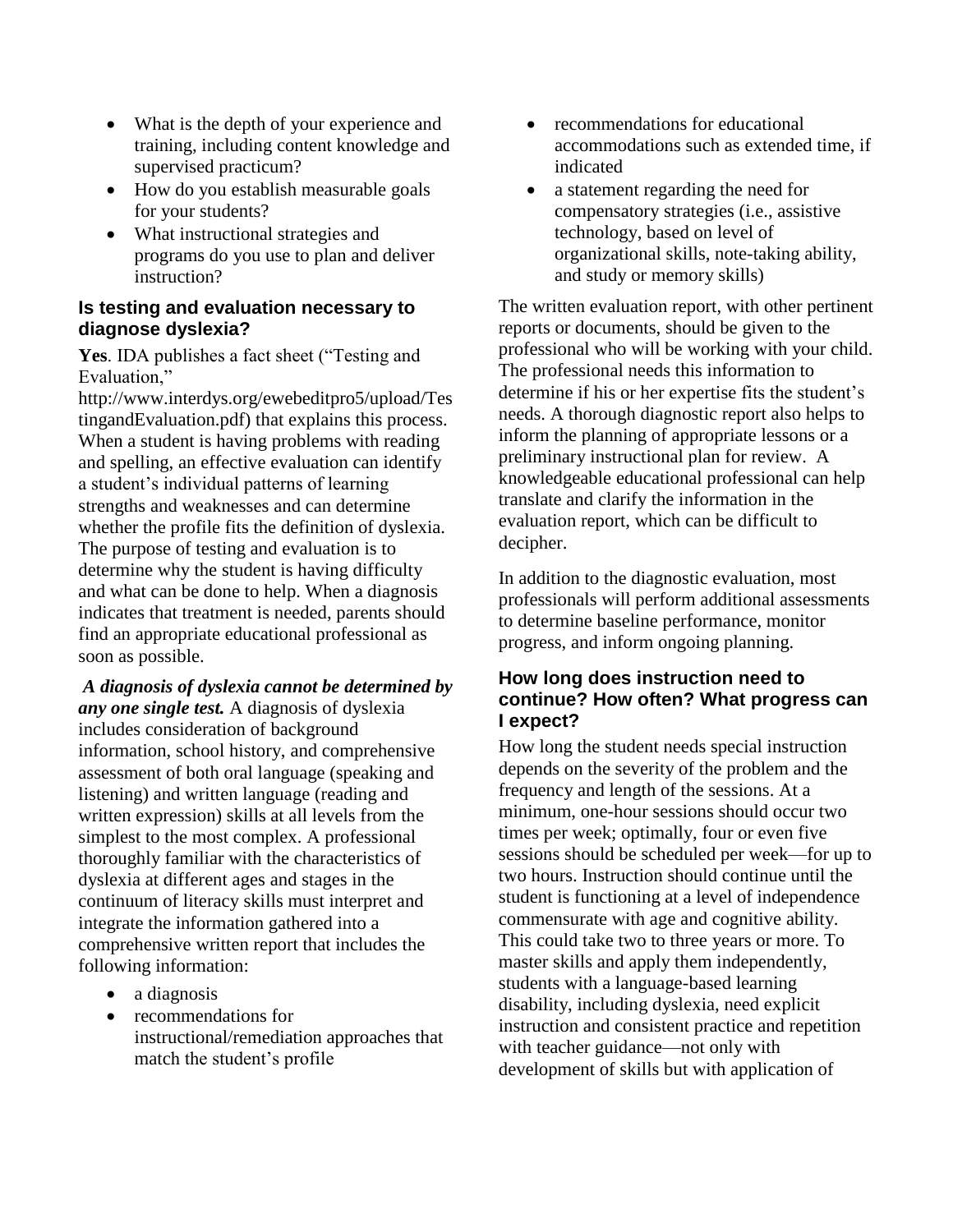- What is the depth of your experience and training, including content knowledge and supervised practicum?
- How do you establish measurable goals for your students?
- What instructional strategies and programs do you use to plan and deliver instruction?

### Is testing and evaluation necessary to diagnose dyslexia?

**Yes**. IDA publishes a fact sheet ("Testing and Evaluation," http://www.interdys.org/ewebeditpro5/upload/TestingandEvaluation.pdf) that explains this process. When a student is having problems with reading and spelling, an effective evaluation can identify a student's individual patterns of learning strengths and weaknesses and can determine whether the profile fits the definition of dyslexia. The purpose of testing and evaluation is to determine why the student is having difficulty and what can be done to help. When a diagnosis indicates that treatment is needed, parents should find an appropriate educational professional as soon as possible.

***A diagnosis of dyslexia cannot be determined by any one single test.*** A diagnosis of dyslexia includes consideration of background information, school history, and comprehensive assessment of both oral language (speaking and listening) and written language (reading and written expression) skills at all levels from the simplest to the most complex. A professional thoroughly familiar with the characteristics of dyslexia at different ages and stages in the continuum of literacy skills must interpret and integrate the information gathered into a comprehensive written report that includes the following information:

- a diagnosis
- recommendations for instructional/remediation approaches that match the student's profile
- recommendations for educational accommodations such as extended time, if indicated
- a statement regarding the need for compensatory strategies (i.e., assistive technology, based on level of organizational skills, note-taking ability, and study or memory skills)

The written evaluation report, with other pertinent reports or documents, should be given to the professional who will be working with your child. The professional needs this information to determine if his or her expertise fits the student's needs. A thorough diagnostic report also helps to inform the planning of appropriate lessons or a preliminary instructional plan for review. A knowledgeable educational professional can help translate and clarify the information in the evaluation report, which can be difficult to decipher.

In addition to the diagnostic evaluation, most professionals will perform additional assessments to determine baseline performance, monitor progress, and inform ongoing planning.

### How long does instruction need to continue? How often? What progress can I expect?

How long the student needs special instruction depends on the severity of the problem and the frequency and length of the sessions. At a minimum, one-hour sessions should occur two times per week; optimally, four or even five sessions should be scheduled per week—for up to two hours. Instruction should continue until the student is functioning at a level of independence commensurate with age and cognitive ability. This could take two to three years or more. To master skills and apply them independently, students with a language-based learning disability, including dyslexia, need explicit instruction and consistent practice and repetition with teacher guidance—not only with development of skills but with application of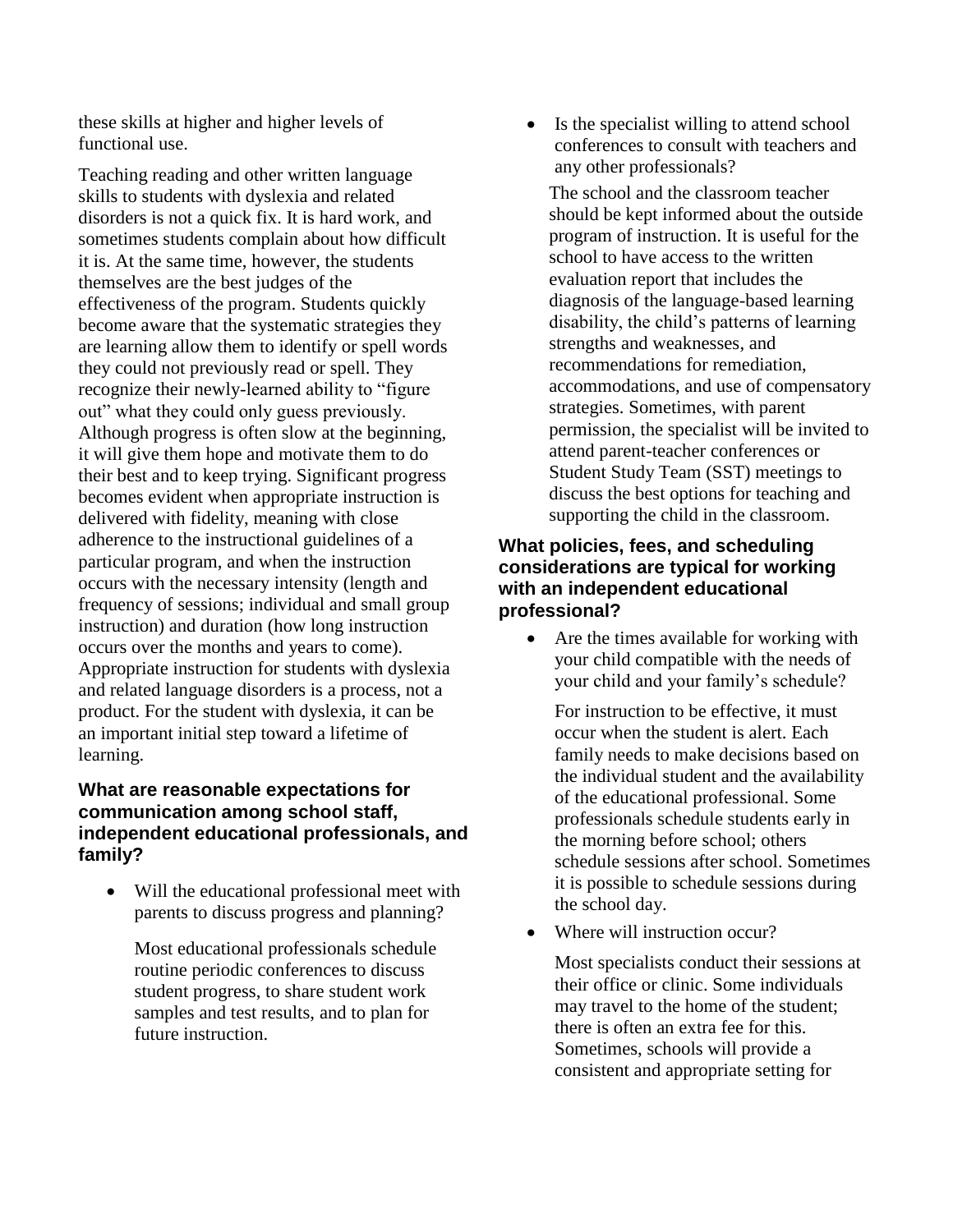these skills at higher and higher levels of functional use.

Teaching reading and other written language skills to students with dyslexia and related disorders is not a quick fix. It is hard work, and sometimes students complain about how difficult it is. At the same time, however, the students themselves are the best judges of the effectiveness of the program. Students quickly become aware that the systematic strategies they are learning allow them to identify or spell words they could not previously read or spell. They recognize their newly-learned ability to "figure out" what they could only guess previously. Although progress is often slow at the beginning, it will give them hope and motivate them to do their best and to keep trying. Significant progress becomes evident when appropriate instruction is delivered with fidelity, meaning with close adherence to the instructional guidelines of a particular program, and when the instruction occurs with the necessary intensity (length and frequency of sessions; individual and small group instruction) and duration (how long instruction occurs over the months and years to come). Appropriate instruction for students with dyslexia and related language disorders is a process, not a product. For the student with dyslexia, it can be an important initial step toward a lifetime of learning.

### What are reasonable expectations for communication among school staff, independent educational professionals, and family?

- Will the educational professional meet with parents to discuss progress and planning?

  Most educational professionals schedule routine periodic conferences to discuss student progress, to share student work samples and test results, and to plan for future instruction.

- Is the specialist willing to attend school conferences to consult with teachers and any other professionals?

  The school and the classroom teacher should be kept informed about the outside program of instruction. It is useful for the school to have access to the written evaluation report that includes the diagnosis of the language-based learning disability, the child's patterns of learning strengths and weaknesses, and recommendations for remediation, accommodations, and use of compensatory strategies. Sometimes, with parent permission, the specialist will be invited to attend parent-teacher conferences or Student Study Team (SST) meetings to discuss the best options for teaching and supporting the child in the classroom.

### What policies, fees, and scheduling considerations are typical for working with an independent educational professional?

- Are the times available for working with your child compatible with the needs of your child and your family's schedule?

  For instruction to be effective, it must occur when the student is alert. Each family needs to make decisions based on the individual student and the availability of the educational professional. Some professionals schedule students early in the morning before school; others schedule sessions after school. Sometimes it is possible to schedule sessions during the school day.

- Where will instruction occur?

  Most specialists conduct their sessions at their office or clinic. Some individuals may travel to the home of the student; there is often an extra fee for this. Sometimes, schools will provide a consistent and appropriate setting for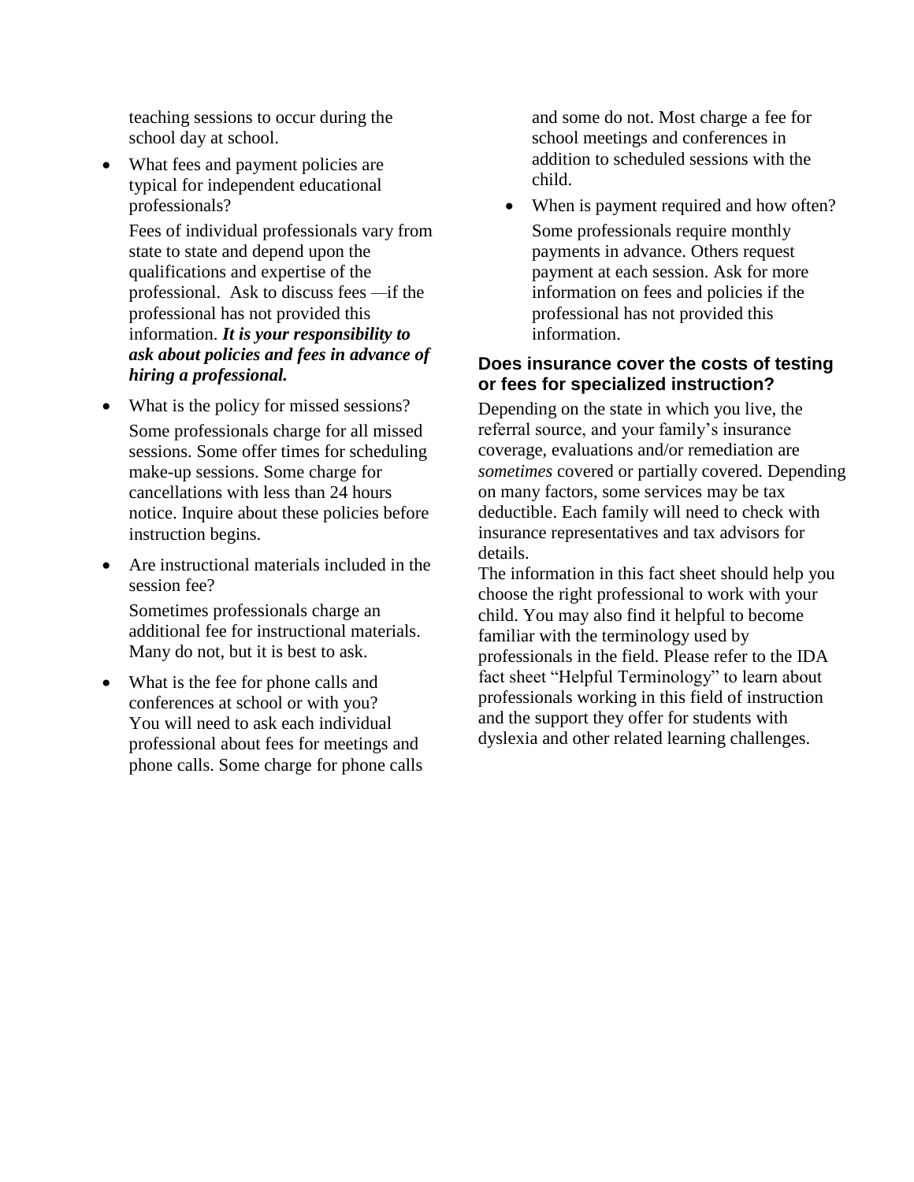teaching sessions to occur during the school day at school.

- What fees and payment policies are typical for independent educational professionals?

  Fees of individual professionals vary from state to state and depend upon the qualifications and expertise of the professional. Ask to discuss fees —if the professional has not provided this information. ***It is your responsibility to ask about policies and fees in advance of hiring a professional.***

- What is the policy for missed sessions?

  Some professionals charge for all missed sessions. Some offer times for scheduling make-up sessions. Some charge for cancellations with less than 24 hours notice. Inquire about these policies before instruction begins.

- Are instructional materials included in the session fee?

  Sometimes professionals charge an additional fee for instructional materials. Many do not, but it is best to ask.

- What is the fee for phone calls and conferences at school or with you?
  You will need to ask each individual professional about fees for meetings and phone calls. Some charge for phone calls and some do not. Most charge a fee for school meetings and conferences in addition to scheduled sessions with the child.

- When is payment required and how often?

  Some professionals require monthly payments in advance. Others request payment at each session. Ask for more information on fees and policies if the professional has not provided this information.

## Does insurance cover the costs of testing or fees for specialized instruction?

Depending on the state in which you live, the referral source, and your family's insurance coverage, evaluations and/or remediation are *sometimes* covered or partially covered. Depending on many factors, some services may be tax deductible. Each family will need to check with insurance representatives and tax advisors for details.

The information in this fact sheet should help you choose the right professional to work with your child. You may also find it helpful to become familiar with the terminology used by professionals in the field. Please refer to the IDA fact sheet "Helpful Terminology" to learn about professionals working in this field of instruction and the support they offer for students with dyslexia and other related learning challenges.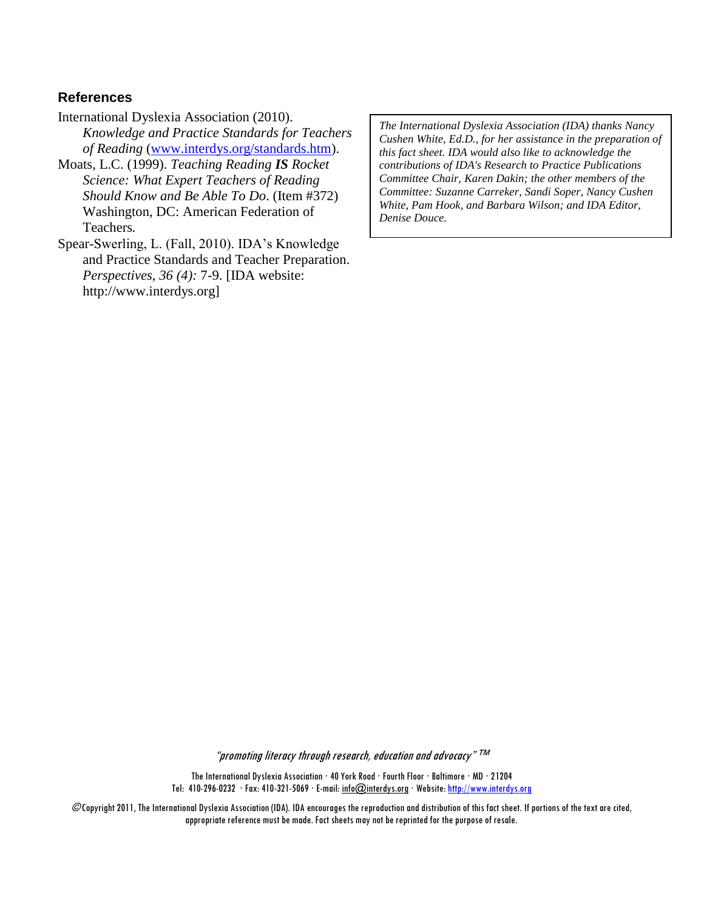## References

International Dyslexia Association (2010). *Knowledge and Practice Standards for Teachers of Reading* (www.interdys.org/standards.htm).

Moats, L.C. (1999). *Teaching Reading **IS** Rocket Science: What Expert Teachers of Reading Should Know and Be Able To Do*. (Item #372) Washington, DC: American Federation of Teachers.

Spear-Swerling, L. (Fall, 2010). IDA's Knowledge and Practice Standards and Teacher Preparation. *Perspectives, 36 (4):* 7-9. [IDA website: http://www.interdys.org]

*The International Dyslexia Association (IDA) thanks Nancy Cushen White, Ed.D., for her assistance in the preparation of this fact sheet. IDA would also like to acknowledge the contributions of IDA's Research to Practice Publications Committee Chair, Karen Dakin; the other members of the Committee: Suzanne Carreker, Sandi Soper, Nancy Cushen White, Pam Hook, and Barbara Wilson; and IDA Editor, Denise Douce.*

*"promoting literacy through research, education and advocacy"* ™

The International Dyslexia Association · 40 York Road · Fourth Floor · Baltimore · MD · 21204
Tel: 410-296-0232 · Fax: 410-321-5069 · E-mail: info@interdys.org · Website: http://www.interdys.org

©Copyright 2011, The International Dyslexia Association (IDA). IDA encourages the reproduction and distribution of this fact sheet. If portions of the text are cited, appropriate reference must be made. Fact sheets may not be reprinted for the purpose of resale.